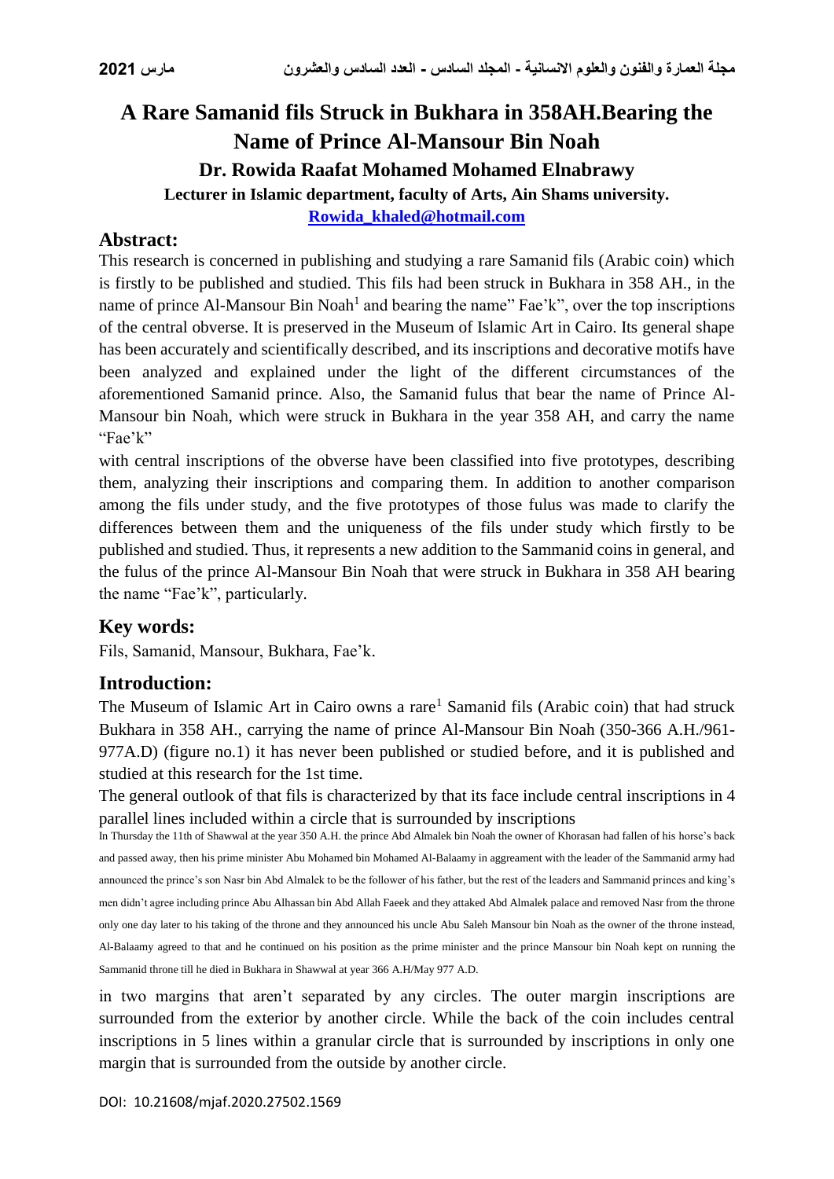# A Rare Samanid fils Struck in Bukhara in 358AH.Bearing the Name of Prince Al-Mansour Bin Noah

**Dr. Rowida Raafat Mohamed Mohamed Elnabrawy**

**Lecturer in Islamic department, faculty of Arts, Ain Shams university.**

**Rowida_khaled@hotmail.com**

## Abstract:

This research is concerned in publishing and studying a rare Samanid fils (Arabic coin) which is firstly to be published and studied. This fils had been struck in Bukhara in 358 AH., in the name of prince Al-Mansour Bin Noah[1] and bearing the name" Fae'k", over the top inscriptions of the central obverse. It is preserved in the Museum of Islamic Art in Cairo. Its general shape has been accurately and scientifically described, and its inscriptions and decorative motifs have been analyzed and explained under the light of the different circumstances of the aforementioned Samanid prince. Also, the Samanid fulus that bear the name of Prince Al-Mansour bin Noah, which were struck in Bukhara in the year 358 AH, and carry the name "Fae'k"

with central inscriptions of the obverse have been classified into five prototypes, describing them, analyzing their inscriptions and comparing them. In addition to another comparison among the fils under study, and the five prototypes of those fulus was made to clarify the differences between them and the uniqueness of the fils under study which firstly to be published and studied. Thus, it represents a new addition to the Sammanid coins in general, and the fulus of the prince Al-Mansour Bin Noah that were struck in Bukhara in 358 AH bearing the name "Fae'k", particularly.

## Key words:

Fils, Samanid, Mansour, Bukhara, Fae'k.

## Introduction:

The Museum of Islamic Art in Cairo owns a rare[1] Samanid fils (Arabic coin) that had struck Bukhara in 358 AH., carrying the name of prince Al-Mansour Bin Noah (350-366 A.H./961-977A.D) (figure no.1) it has never been published or studied before, and it is published and studied at this research for the 1st time.

The general outlook of that fils is characterized by that its face include central inscriptions in 4 parallel lines included within a circle that is surrounded by inscriptions in two margins that aren't separated by any circles. The outer margin inscriptions are surrounded from the exterior by another circle. While the back of the coin includes central inscriptions in 5 lines within a granular circle that is surrounded by inscriptions in only one margin that is surrounded from the outside by another circle.

In Thursday the 11th of Shawwal at the year 350 A.H. the prince Abd Almalek bin Noah the owner of Khorasan had fallen of his horse's back and passed away, then his prime minister Abu Mohamed bin Mohamed Al-Balaamy in aggreament with the leader of the Sammanid army had announced the prince's son Nasr bin Abd Almalek to be the follower of his father, but the rest of the leaders and Sammanid princes and king's men didn't agree including prince Abu Alhassan bin Abd Allah Faeek and they attaked Abd Almalek palace and removed Nasr from the throne only one day later to his taking of the throne and they announced his uncle Abu Saleh Mansour bin Noah as the owner of the throne instead, Al-Balaamy agreed to that and he continued on his position as the prime minister and the prince Mansour bin Noah kept on running the Sammanid throne till he died in Bukhara in Shawwal at year 366 A.H/May 977 A.D.

DOI: 10.21608/mjaf.2020.27502.1569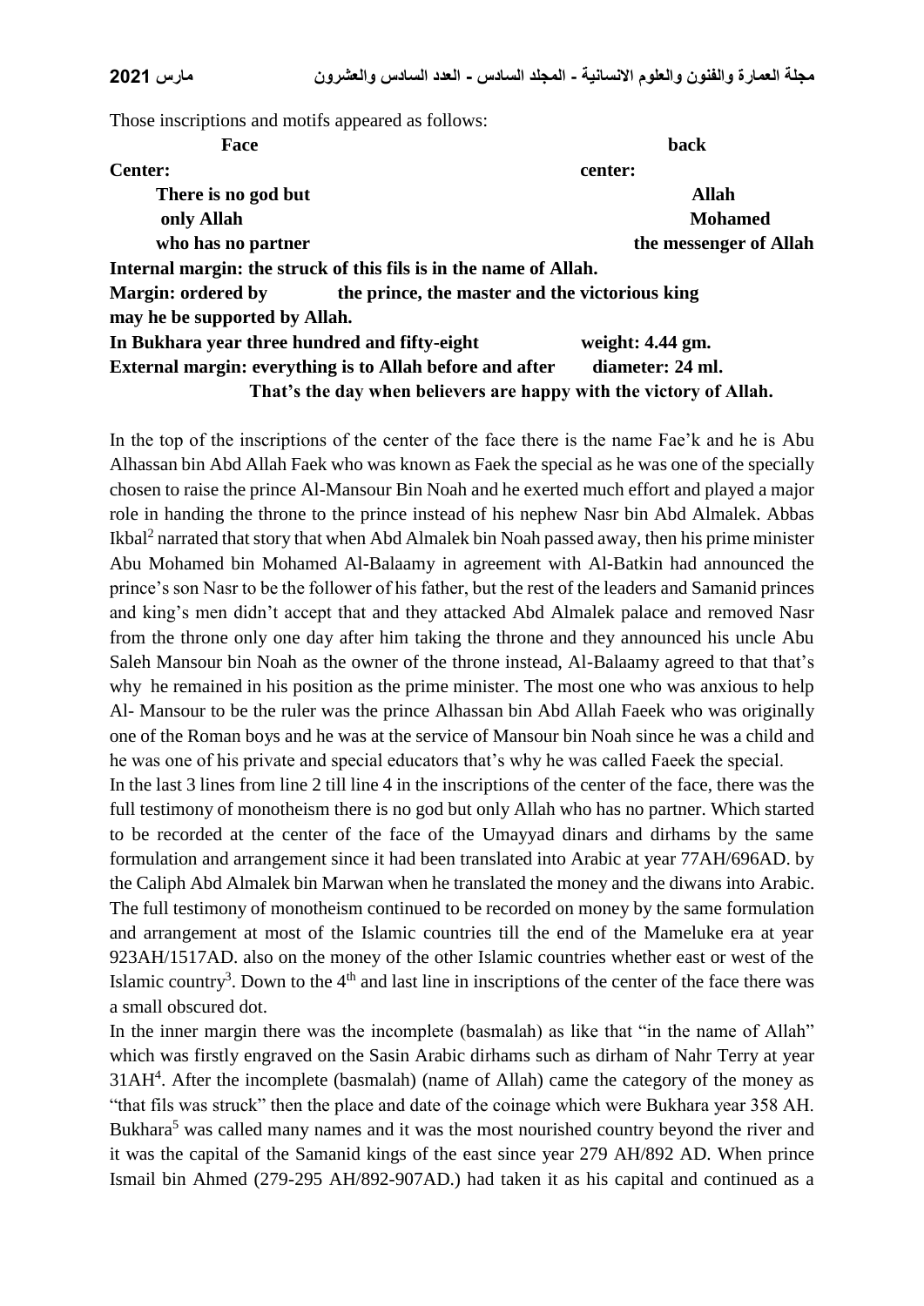Those inscriptions and motifs appeared as follows:

| **Face** | **back** |
|---|---|
| **Center:** | **center:** |
| **There is no god but** | **Allah** |
| **only Allah** | **Mohamed** |
| **who has no partner** | **the messenger of Allah** |

**Internal margin: the struck of this fils is in the name of Allah.**

**Margin: ordered by the prince, the master and the victorious king may he be supported by Allah.**

**In Bukhara year three hundred and fifty-eight** **weight: 4.44 gm.**

**External margin: everything is to Allah before and after** **diameter: 24 ml.**

**That's the day when believers are happy with the victory of Allah.**

In the top of the inscriptions of the center of the face there is the name Fae'k and he is Abu Alhassan bin Abd Allah Faek who was known as Faek the special as he was one of the specially chosen to raise the prince Al-Mansour Bin Noah and he exerted much effort and played a major role in handing the throne to the prince instead of his nephew Nasr bin Abd Almalek. Abbas Ikbal[2] narrated that story that when Abd Almalek bin Noah passed away, then his prime minister Abu Mohamed bin Mohamed Al-Balaamy in agreement with Al-Batkin had announced the prince's son Nasr to be the follower of his father, but the rest of the leaders and Samanid princes and king's men didn't accept that and they attacked Abd Almalek palace and removed Nasr from the throne only one day after him taking the throne and they announced his uncle Abu Saleh Mansour bin Noah as the owner of the throne instead, Al-Balaamy agreed to that that's why he remained in his position as the prime minister. The most one who was anxious to help Al- Mansour to be the ruler was the prince Alhassan bin Abd Allah Faeek who was originally one of the Roman boys and he was at the service of Mansour bin Noah since he was a child and he was one of his private and special educators that's why he was called Faeek the special.

In the last 3 lines from line 2 till line 4 in the inscriptions of the center of the face, there was the full testimony of monotheism there is no god but only Allah who has no partner. Which started to be recorded at the center of the face of the Umayyad dinars and dirhams by the same formulation and arrangement since it had been translated into Arabic at year 77AH/696AD. by the Caliph Abd Almalek bin Marwan when he translated the money and the diwans into Arabic. The full testimony of monotheism continued to be recorded on money by the same formulation and arrangement at most of the Islamic countries till the end of the Mameluke era at year 923AH/1517AD. also on the money of the other Islamic countries whether east or west of the Islamic country[3]. Down to the 4th and last line in inscriptions of the center of the face there was a small obscured dot.

In the inner margin there was the incomplete (basmalah) as like that "in the name of Allah" which was firstly engraved on the Sasin Arabic dirhams such as dirham of Nahr Terry at year 31AH[4]. After the incomplete (basmalah) (name of Allah) came the category of the money as "that fils was struck" then the place and date of the coinage which were Bukhara year 358 AH. Bukhara[5] was called many names and it was the most nourished country beyond the river and it was the capital of the Samanid kings of the east since year 279 AH/892 AD. When prince Ismail bin Ahmed (279-295 AH/892-907AD.) had taken it as his capital and continued as a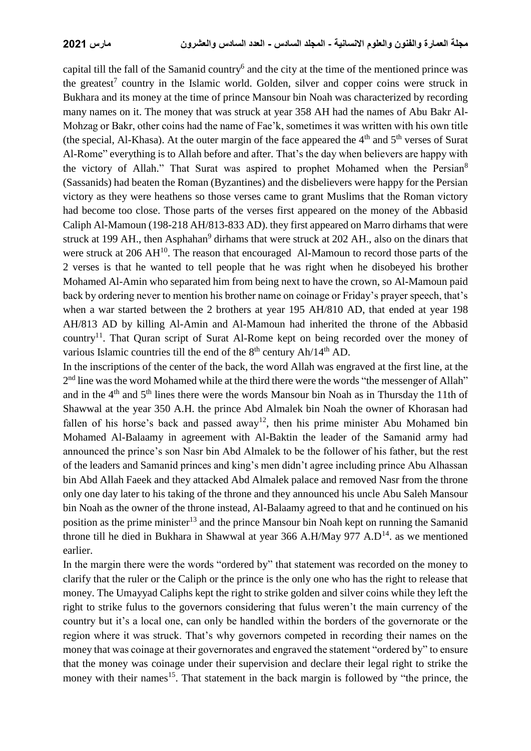capital till the fall of the Samanid country[6] and the city at the time of the mentioned prince was the greatest[7] country in the Islamic world. Golden, silver and copper coins were struck in Bukhara and its money at the time of prince Mansour bin Noah was characterized by recording many names on it. The money that was struck at year 358 AH had the names of Abu Bakr Al-Mohzag or Bakr, other coins had the name of Fae'k, sometimes it was written with his own title (the special, Al-Khasa). At the outer margin of the face appeared the 4th and 5th verses of Surat Al-Rome" everything is to Allah before and after. That's the day when believers are happy with the victory of Allah." That Surat was aspired to prophet Mohamed when the Persian[8] (Sassanids) had beaten the Roman (Byzantines) and the disbelievers were happy for the Persian victory as they were heathens so those verses came to grant Muslims that the Roman victory had become too close. Those parts of the verses first appeared on the money of the Abbasid Caliph Al-Mamoun (198-218 AH/813-833 AD). they first appeared on Marro dirhams that were struck at 199 AH., then Asphahan[9] dirhams that were struck at 202 AH., also on the dinars that were struck at 206 AH[10]. The reason that encouraged Al-Mamoun to record those parts of the 2 verses is that he wanted to tell people that he was right when he disobeyed his brother Mohamed Al-Amin who separated him from being next to have the crown, so Al-Mamoun paid back by ordering never to mention his brother name on coinage or Friday's prayer speech, that's when a war started between the 2 brothers at year 195 AH/810 AD, that ended at year 198 AH/813 AD by killing Al-Amin and Al-Mamoun had inherited the throne of the Abbasid country[11]. That Quran script of Surat Al-Rome kept on being recorded over the money of various Islamic countries till the end of the 8th century Ah/14th AD.

In the inscriptions of the center of the back, the word Allah was engraved at the first line, at the 2nd line was the word Mohamed while at the third there were the words "the messenger of Allah" and in the 4th and 5th lines there were the words Mansour bin Noah as in Thursday the 11th of Shawwal at the year 350 A.H. the prince Abd Almalek bin Noah the owner of Khorasan had fallen of his horse's back and passed away[12], then his prime minister Abu Mohamed bin Mohamed Al-Balaamy in agreement with Al-Baktin the leader of the Samanid army had announced the prince's son Nasr bin Abd Almalek to be the follower of his father, but the rest of the leaders and Samanid princes and king's men didn't agree including prince Abu Alhassan bin Abd Allah Faeek and they attacked Abd Almalek palace and removed Nasr from the throne only one day later to his taking of the throne and they announced his uncle Abu Saleh Mansour bin Noah as the owner of the throne instead, Al-Balaamy agreed to that and he continued on his position as the prime minister[13] and the prince Mansour bin Noah kept on running the Samanid throne till he died in Bukhara in Shawwal at year 366 A.H/May 977 A.D[14]. as we mentioned earlier.

In the margin there were the words "ordered by" that statement was recorded on the money to clarify that the ruler or the Caliph or the prince is the only one who has the right to release that money. The Umayyad Caliphs kept the right to strike golden and silver coins while they left the right to strike fulus to the governors considering that fulus weren't the main currency of the country but it's a local one, can only be handled within the borders of the governorate or the region where it was struck. That's why governors competed in recording their names on the money that was coinage at their governorates and engraved the statement "ordered by" to ensure that the money was coinage under their supervision and declare their legal right to strike the money with their names[15]. That statement in the back margin is followed by "the prince, the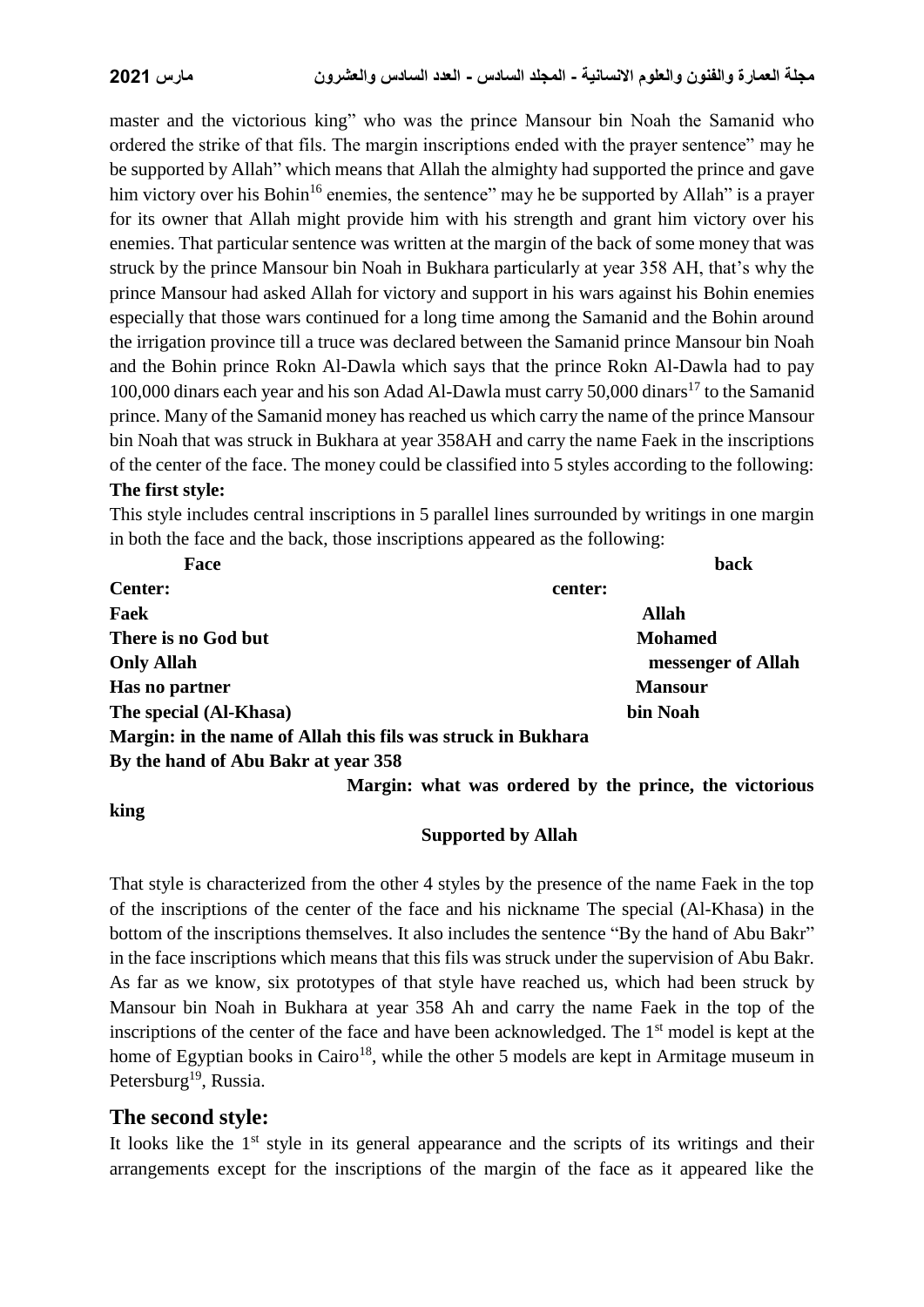master and the victorious king" who was the prince Mansour bin Noah the Samanid who ordered the strike of that fils. The margin inscriptions ended with the prayer sentence" may he be supported by Allah" which means that Allah the almighty had supported the prince and gave him victory over his Bohin[16] enemies, the sentence" may he be supported by Allah" is a prayer for its owner that Allah might provide him with his strength and grant him victory over his enemies. That particular sentence was written at the margin of the back of some money that was struck by the prince Mansour bin Noah in Bukhara particularly at year 358 AH, that's why the prince Mansour had asked Allah for victory and support in his wars against his Bohin enemies especially that those wars continued for a long time among the Samanid and the Bohin around the irrigation province till a truce was declared between the Samanid prince Mansour bin Noah and the Bohin prince Rokn Al-Dawla which says that the prince Rokn Al-Dawla had to pay 100,000 dinars each year and his son Adad Al-Dawla must carry 50,000 dinars[17] to the Samanid prince. Many of the Samanid money has reached us which carry the name of the prince Mansour bin Noah that was struck in Bukhara at year 358AH and carry the name Faek in the inscriptions of the center of the face. The money could be classified into 5 styles according to the following:

**The first style:**

This style includes central inscriptions in 5 parallel lines surrounded by writings in one margin in both the face and the back, those inscriptions appeared as the following:

| Face | back |
|---|---|
| **Center:** | **center:** |
| **Faek** | **Allah** |
| **There is no God but** | **Mohamed** |
| **Only Allah** | **messenger of Allah** |
| **Has no partner** | **Mansour** |
| **The special (Al-Khasa)** | **bin Noah** |

**Margin: in the name of Allah this fils was struck in Bukhara By the hand of Abu Bakr at year 358**

**Margin: what was ordered by the prince, the victorious king Supported by Allah**

That style is characterized from the other 4 styles by the presence of the name Faek in the top of the inscriptions of the center of the face and his nickname The special (Al-Khasa) in the bottom of the inscriptions themselves. It also includes the sentence "By the hand of Abu Bakr" in the face inscriptions which means that this fils was struck under the supervision of Abu Bakr. As far as we know, six prototypes of that style have reached us, which had been struck by Mansour bin Noah in Bukhara at year 358 Ah and carry the name Faek in the top of the inscriptions of the center of the face and have been acknowledged. The 1st model is kept at the home of Egyptian books in Cairo[18], while the other 5 models are kept in Armitage museum in Petersburg[19], Russia.

## The second style:

It looks like the 1st style in its general appearance and the scripts of its writings and their arrangements except for the inscriptions of the margin of the face as it appeared like the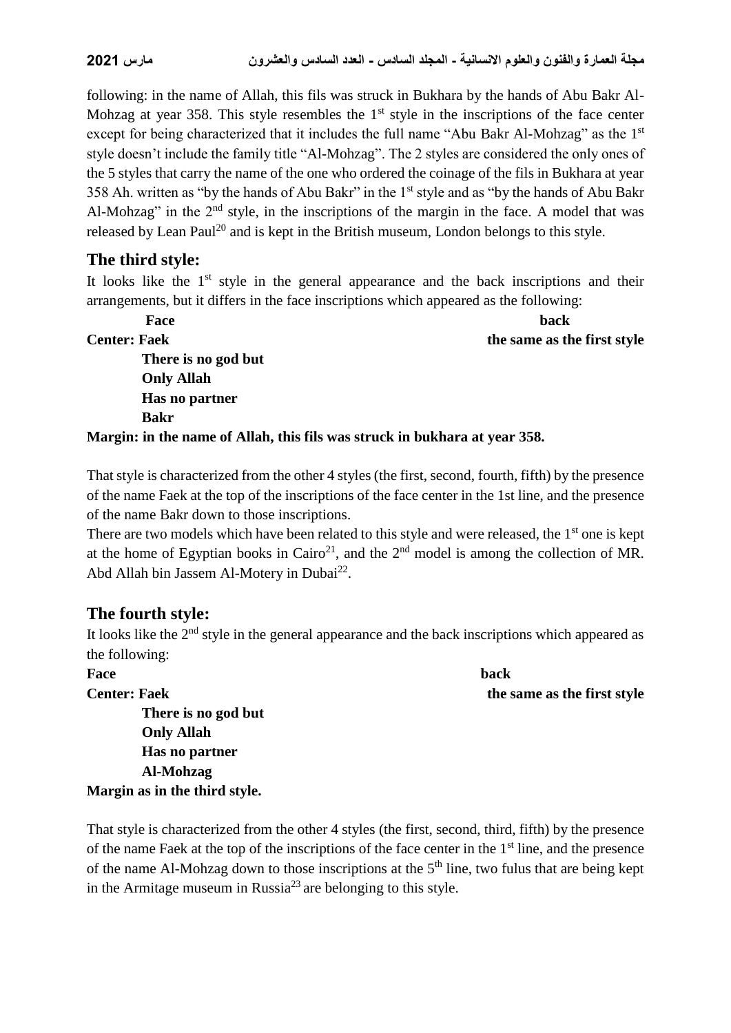following: in the name of Allah, this fils was struck in Bukhara by the hands of Abu Bakr Al-Mohzag at year 358. This style resembles the 1st style in the inscriptions of the face center except for being characterized that it includes the full name "Abu Bakr Al-Mohzag" as the 1st style doesn't include the family title "Al-Mohzag". The 2 styles are considered the only ones of the 5 styles that carry the name of the one who ordered the coinage of the fils in Bukhara at year 358 Ah. written as "by the hands of Abu Bakr" in the 1st style and as "by the hands of Abu Bakr Al-Mohzag" in the 2nd style, in the inscriptions of the margin in the face. A model that was released by Lean Paul[20] and is kept in the British museum, London belongs to this style.

## The third style:

It looks like the 1st style in the general appearance and the back inscriptions and their arrangements, but it differs in the face inscriptions which appeared as the following:

| Face | back |
|---|---|
| **Center: Faek** | **the same as the first style** |
| **There is no god but** | |
| **Only Allah** | |
| **Has no partner** | |
| **Bakr** | |

**Margin: in the name of Allah, this fils was struck in bukhara at year 358.**

That style is characterized from the other 4 styles (the first, second, fourth, fifth) by the presence of the name Faek at the top of the inscriptions of the face center in the 1st line, and the presence of the name Bakr down to those inscriptions.

There are two models which have been related to this style and were released, the 1st one is kept at the home of Egyptian books in Cairo[21], and the 2nd model is among the collection of MR. Abd Allah bin Jassem Al-Motery in Dubai[22].

## The fourth style:

It looks like the 2nd style in the general appearance and the back inscriptions which appeared as the following:

| Face | back |
|---|---|
| **Center: Faek** | **the same as the first style** |
| **There is no god but** | |
| **Only Allah** | |
| **Has no partner** | |
| **Al-Mohzag** | |

**Margin as in the third style.**

That style is characterized from the other 4 styles (the first, second, third, fifth) by the presence of the name Faek at the top of the inscriptions of the face center in the 1st line, and the presence of the name Al-Mohzag down to those inscriptions at the 5th line, two fulus that are being kept in the Armitage museum in Russia[23] are belonging to this style.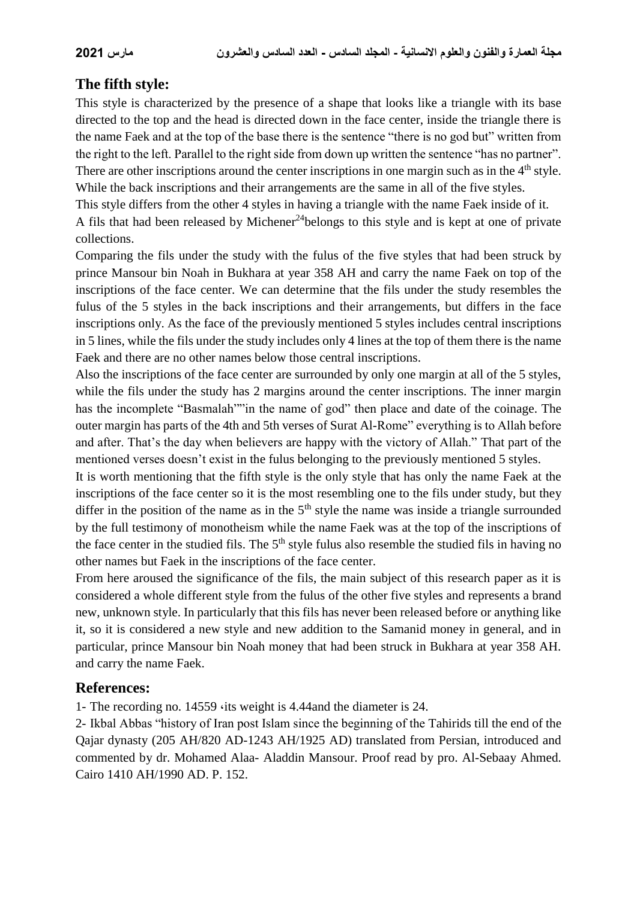## The fifth style:

This style is characterized by the presence of a shape that looks like a triangle with its base directed to the top and the head is directed down in the face center, inside the triangle there is the name Faek and at the top of the base there is the sentence "there is no god but" written from the right to the left. Parallel to the right side from down up written the sentence "has no partner". There are other inscriptions around the center inscriptions in one margin such as in the 4th style. While the back inscriptions and their arrangements are the same in all of the five styles.

This style differs from the other 4 styles in having a triangle with the name Faek inside of it.

A fils that had been released by Michener[24]belongs to this style and is kept at one of private collections.

Comparing the fils under the study with the fulus of the five styles that had been struck by prince Mansour bin Noah in Bukhara at year 358 AH and carry the name Faek on top of the inscriptions of the face center. We can determine that the fils under the study resembles the fulus of the 5 styles in the back inscriptions and their arrangements, but differs in the face inscriptions only. As the face of the previously mentioned 5 styles includes central inscriptions in 5 lines, while the fils under the study includes only 4 lines at the top of them there is the name Faek and there are no other names below those central inscriptions.

Also the inscriptions of the face center are surrounded by only one margin at all of the 5 styles, while the fils under the study has 2 margins around the center inscriptions. The inner margin has the incomplete "Basmalah""in the name of god" then place and date of the coinage. The outer margin has parts of the 4th and 5th verses of Surat Al-Rome" everything is to Allah before and after. That's the day when believers are happy with the victory of Allah." That part of the mentioned verses doesn't exist in the fulus belonging to the previously mentioned 5 styles.

It is worth mentioning that the fifth style is the only style that has only the name Faek at the inscriptions of the face center so it is the most resembling one to the fils under study, but they differ in the position of the name as in the 5th style the name was inside a triangle surrounded by the full testimony of monotheism while the name Faek was at the top of the inscriptions of the face center in the studied fils. The 5th style fulus also resemble the studied fils in having no other names but Faek in the inscriptions of the face center.

From here aroused the significance of the fils, the main subject of this research paper as it is considered a whole different style from the fulus of the other five styles and represents a brand new, unknown style. In particularly that this fils has never been released before or anything like it, so it is considered a new style and new addition to the Samanid money in general, and in particular, prince Mansour bin Noah money that had been struck in Bukhara at year 358 AH. and carry the name Faek.

## References:

1- The recording no. 14559 ،its weight is 4.44and the diameter is 24.

2- Ikbal Abbas "history of Iran post Islam since the beginning of the Tahirids till the end of the Qajar dynasty (205 AH/820 AD-1243 AH/1925 AD) translated from Persian, introduced and commented by dr. Mohamed Alaa- Aladdin Mansour. Proof read by pro. Al-Sebaay Ahmed. Cairo 1410 AH/1990 AD. P. 152.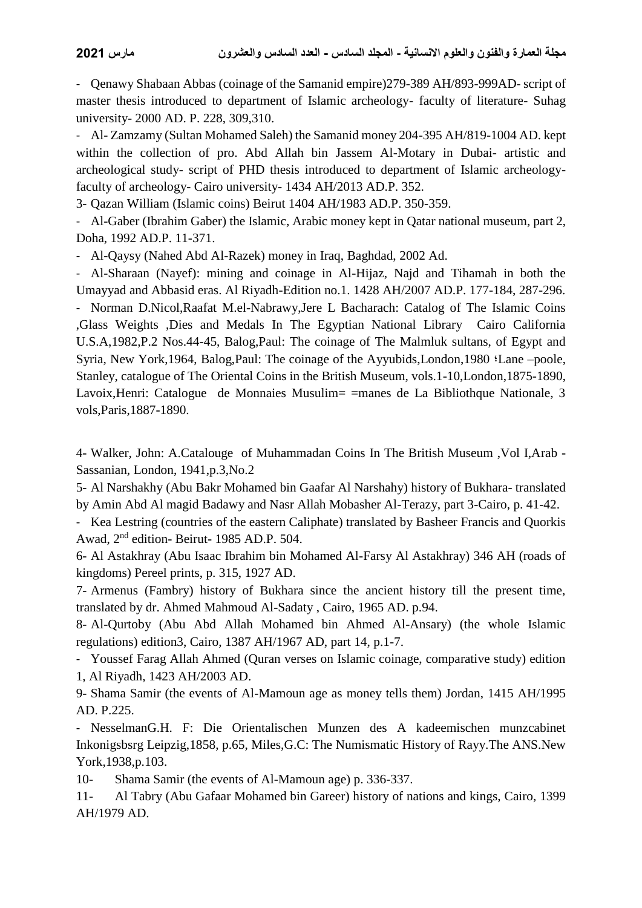- Qenawy Shabaan Abbas (coinage of the Samanid empire)279-389 AH/893-999AD- script of master thesis introduced to department of Islamic archeology- faculty of literature- Suhag university- 2000 AD. P. 228, 309,310.

- Al- Zamzamy (Sultan Mohamed Saleh) the Samanid money 204-395 AH/819-1004 AD. kept within the collection of pro. Abd Allah bin Jassem Al-Motary in Dubai- artistic and archeological study- script of PHD thesis introduced to department of Islamic archeology- faculty of archeology- Cairo university- 1434 AH/2013 AD.P. 352.

3- Qazan William (Islamic coins) Beirut 1404 AH/1983 AD.P. 350-359.

- Al-Gaber (Ibrahim Gaber) the Islamic, Arabic money kept in Qatar national museum, part 2, Doha, 1992 AD.P. 11-371.

- Al-Qaysy (Nahed Abd Al-Razek) money in Iraq, Baghdad, 2002 Ad.

- Al-Sharaan (Nayef): mining and coinage in Al-Hijaz, Najd and Tihamah in both the Umayyad and Abbasid eras. Al Riyadh-Edition no.1. 1428 AH/2007 AD.P. 177-184, 287-296.

- Norman D.Nicol,Raafat M.el-Nabrawy,Jere L Bacharach: Catalog of The Islamic Coins ,Glass Weights ,Dies and Medals In The Egyptian National Library Cairo California U.S.A,1982,P.2 Nos.44-45, Balog,Paul: The coinage of The Malmluk sultans, of Egypt and Syria, New York,1964, Balog,Paul: The coinage of the Ayyubids,London,1980 ؛Lane –poole, Stanley, catalogue of The Oriental Coins in the British Museum, vols.1-10,London,1875-1890, Lavoix,Henri: Catalogue de Monnaies Musulim= =manes de La Bibliothque Nationale, 3 vols,Paris,1887-1890.

4- Walker, John: A.Catalouge of Muhammadan Coins In The British Museum ,Vol I,Arab -Sassanian, London, 1941,p.3,No.2

5- Al Narshakhy (Abu Bakr Mohamed bin Gaafar Al Narshahy) history of Bukhara- translated by Amin Abd Al magid Badawy and Nasr Allah Mobasher Al-Terazy, part 3-Cairo, p. 41-42.

- Kea Lestring (countries of the eastern Caliphate) translated by Basheer Francis and Quorkis Awad, 2nd edition- Beirut- 1985 AD.P. 504.

6- Al Astakhray (Abu Isaac Ibrahim bin Mohamed Al-Farsy Al Astakhray) 346 AH (roads of kingdoms) Pereel prints, p. 315, 1927 AD.

7- Armenus (Fambry) history of Bukhara since the ancient history till the present time, translated by dr. Ahmed Mahmoud Al-Sadaty , Cairo, 1965 AD. p.94.

8- Al-Qurtoby (Abu Abd Allah Mohamed bin Ahmed Al-Ansary) (the whole Islamic regulations) edition3, Cairo, 1387 AH/1967 AD, part 14, p.1-7.

- Youssef Farag Allah Ahmed (Quran verses on Islamic coinage, comparative study) edition 1, Al Riyadh, 1423 AH/2003 AD.

9- Shama Samir (the events of Al-Mamoun age as money tells them) Jordan, 1415 AH/1995 AD. P.225.

- NesselmanG.H. F: Die Orientalischen Munzen des A kadeemischen munzcabinet Inkonigsbsrg Leipzig,1858, p.65, Miles,G.C: The Numismatic History of Rayy.The ANS.New York,1938,p.103.

10- Shama Samir (the events of Al-Mamoun age) p. 336-337.

11- Al Tabry (Abu Gafaar Mohamed bin Gareer) history of nations and kings, Cairo, 1399 AH/1979 AD.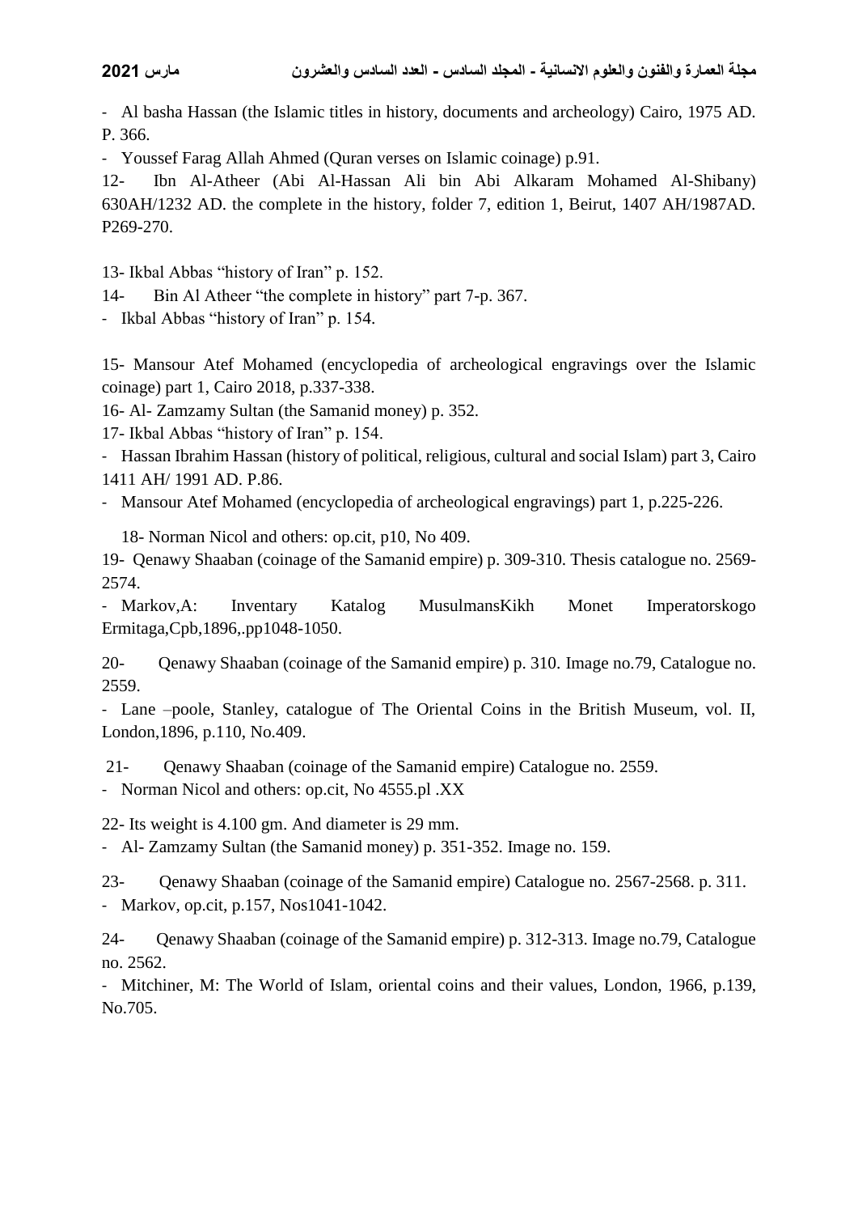- Al basha Hassan (the Islamic titles in history, documents and archeology) Cairo, 1975 AD. P. 366.

- Youssef Farag Allah Ahmed (Quran verses on Islamic coinage) p.91.

12- Ibn Al-Atheer (Abi Al-Hassan Ali bin Abi Alkaram Mohamed Al-Shibany) 630AH/1232 AD. the complete in the history, folder 7, edition 1, Beirut, 1407 AH/1987AD. P269-270.

13- Ikbal Abbas "history of Iran" p. 152.

14- Bin Al Atheer "the complete in history" part 7-p. 367.

- Ikbal Abbas "history of Iran" p. 154.

15- Mansour Atef Mohamed (encyclopedia of archeological engravings over the Islamic coinage) part 1, Cairo 2018, p.337-338.

16- Al- Zamzamy Sultan (the Samanid money) p. 352.

17- Ikbal Abbas "history of Iran" p. 154.

- Hassan Ibrahim Hassan (history of political, religious, cultural and social Islam) part 3, Cairo 1411 AH/ 1991 AD. P.86.

- Mansour Atef Mohamed (encyclopedia of archeological engravings) part 1, p.225-226.

18- Norman Nicol and others: op.cit, p10, No 409.

19- Qenawy Shaaban (coinage of the Samanid empire) p. 309-310. Thesis catalogue no. 2569-2574.

- Markov,A: Inventary Katalog MusulmansKikh Monet Imperatorskogo Ermitaga,Cpb,1896,.pp1048-1050.

20- Qenawy Shaaban (coinage of the Samanid empire) p. 310. Image no.79, Catalogue no. 2559.

- Lane –poole, Stanley, catalogue of The Oriental Coins in the British Museum, vol. II, London,1896, p.110, No.409.

21- Qenawy Shaaban (coinage of the Samanid empire) Catalogue no. 2559.

- Norman Nicol and others: op.cit, No 4555.pl .XX

22- Its weight is 4.100 gm. And diameter is 29 mm.

- Al- Zamzamy Sultan (the Samanid money) p. 351-352. Image no. 159.

23- Qenawy Shaaban (coinage of the Samanid empire) Catalogue no. 2567-2568. p. 311.

- Markov, op.cit, p.157, Nos1041-1042.

24- Qenawy Shaaban (coinage of the Samanid empire) p. 312-313. Image no.79, Catalogue no. 2562.

- Mitchiner, M: The World of Islam, oriental coins and their values, London, 1966, p.139, No.705.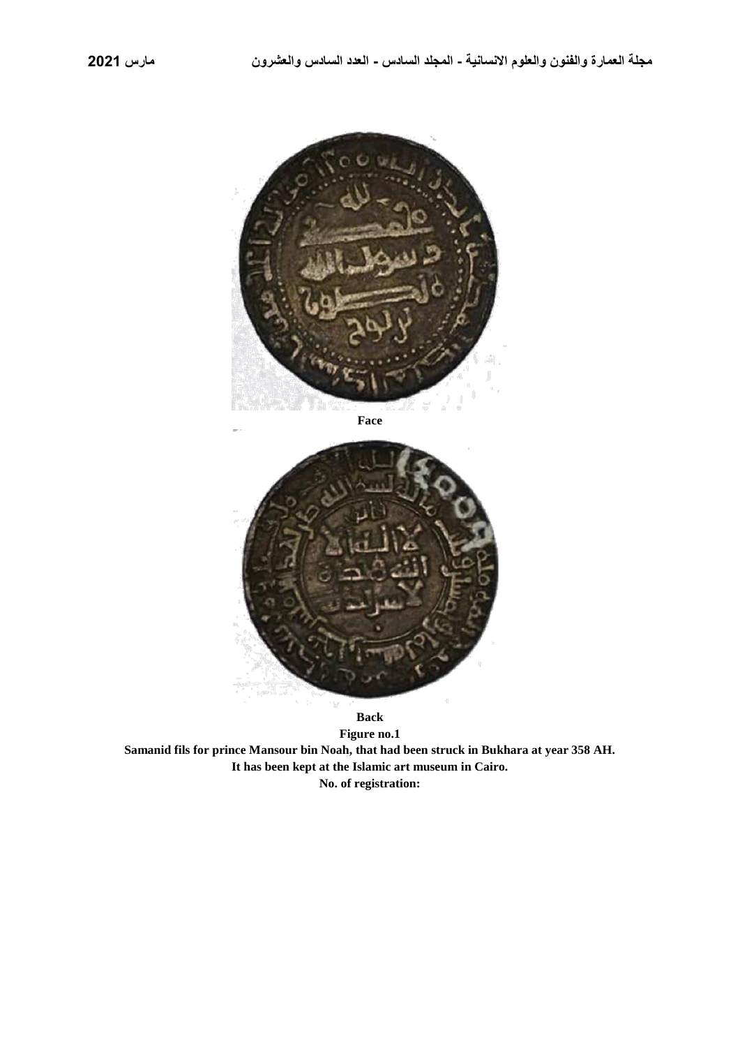Face

Back

**Figure no.1**

**Samanid fils for prince Mansour bin Noah, that had been struck in Bukhara at year 358 AH.**

**It has been kept at the Islamic art museum in Cairo.**

**No. of registration:**